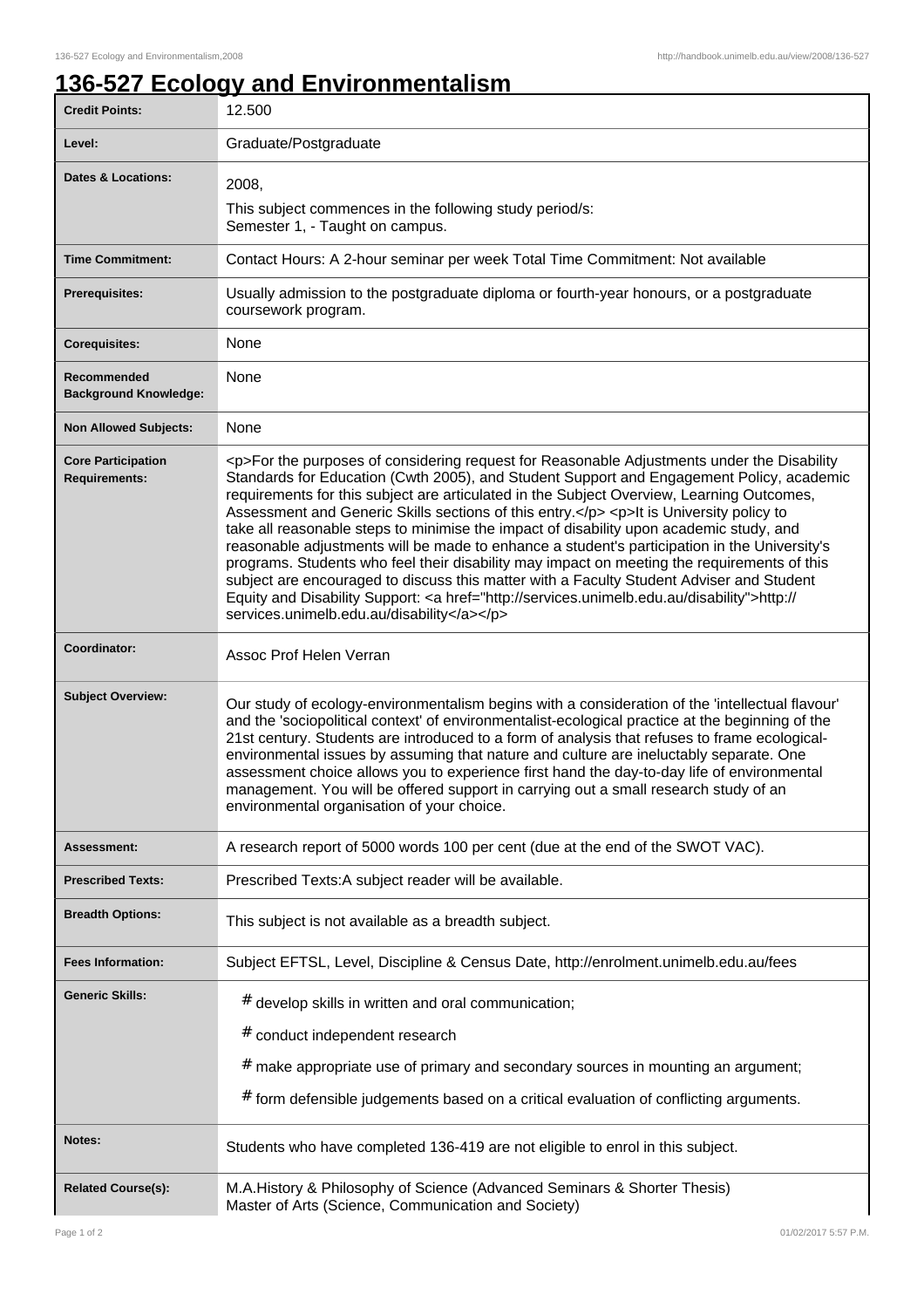# 136-527 Ecology and Environmentalism

| | |
|---|---|
| **Credit Points:** | 12.500 |
| **Level:** | Graduate/Postgraduate |
| **Dates & Locations:** | 2008,<br>This subject commences in the following study period/s:<br>Semester 1, - Taught on campus. |
| **Time Commitment:** | Contact Hours: A 2-hour seminar per week Total Time Commitment: Not available |
| **Prerequisites:** | Usually admission to the postgraduate diploma or fourth-year honours, or a postgraduate coursework program. |
| **Corequisites:** | None |
| **Recommended Background Knowledge:** | None |
| **Non Allowed Subjects:** | None |
| **Core Participation Requirements:** | <p>For the purposes of considering request for Reasonable Adjustments under the Disability Standards for Education (Cwth 2005), and Student Support and Engagement Policy, academic requirements for this subject are articulated in the Subject Overview, Learning Outcomes, Assessment and Generic Skills sections of this entry.</p> <p>It is University policy to take all reasonable steps to minimise the impact of disability upon academic study, and reasonable adjustments will be made to enhance a student's participation in the University's programs. Students who feel their disability may impact on meeting the requirements of this subject are encouraged to discuss this matter with a Faculty Student Adviser and Student Equity and Disability Support: <a href="http://services.unimelb.edu.au/disability">http://services.unimelb.edu.au/disability</a></p> |
| **Coordinator:** | Assoc Prof Helen Verran |
| **Subject Overview:** | Our study of ecology-environmentalism begins with a consideration of the 'intellectual flavour' and the 'sociopolitical context' of environmentalist-ecological practice at the beginning of the 21st century. Students are introduced to a form of analysis that refuses to frame ecological-environmental issues by assuming that nature and culture are ineluctably separate. One assessment choice allows you to experience first hand the day-to-day life of environmental management. You will be offered support in carrying out a small research study of an environmental organisation of your choice. |
| **Assessment:** | A research report of 5000 words 100 per cent (due at the end of the SWOT VAC). |
| **Prescribed Texts:** | Prescribed Texts:A subject reader will be available. |
| **Breadth Options:** | This subject is not available as a breadth subject. |
| **Fees Information:** | Subject EFTSL, Level, Discipline & Census Date, http://enrolment.unimelb.edu.au/fees |
| **Generic Skills:** | # develop skills in written and oral communication;<br># conduct independent research<br># make appropriate use of primary and secondary sources in mounting an argument;<br># form defensible judgements based on a critical evaluation of conflicting arguments. |
| **Notes:** | Students who have completed 136-419 are not eligible to enrol in this subject. |
| **Related Course(s):** | M.A.History & Philosophy of Science (Advanced Seminars & Shorter Thesis)<br>Master of Arts (Science, Communication and Society) |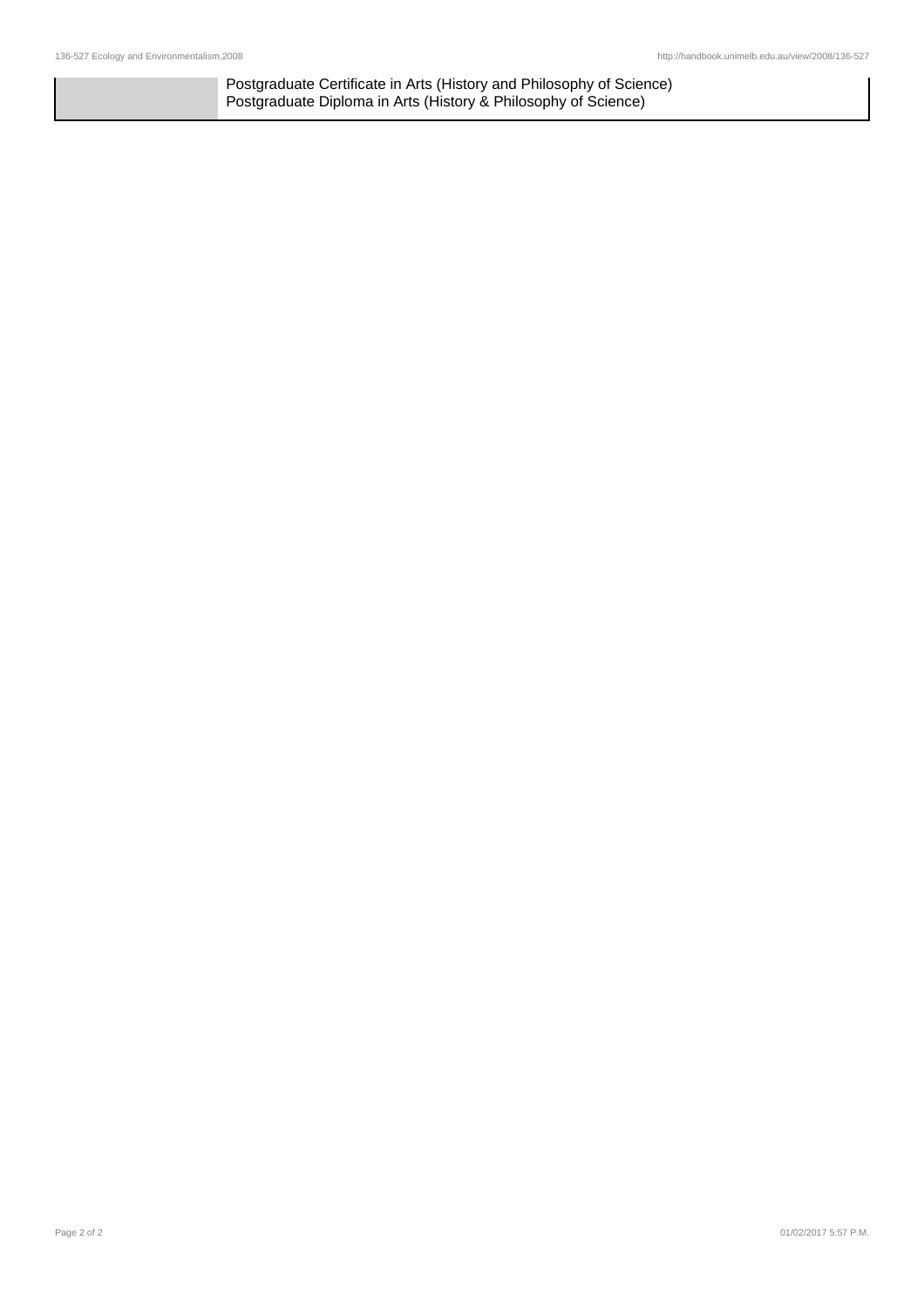| | |
|---|---|
| | Postgraduate Certificate in Arts (History and Philosophy of Science)<br>Postgraduate Diploma in Arts (History & Philosophy of Science) |